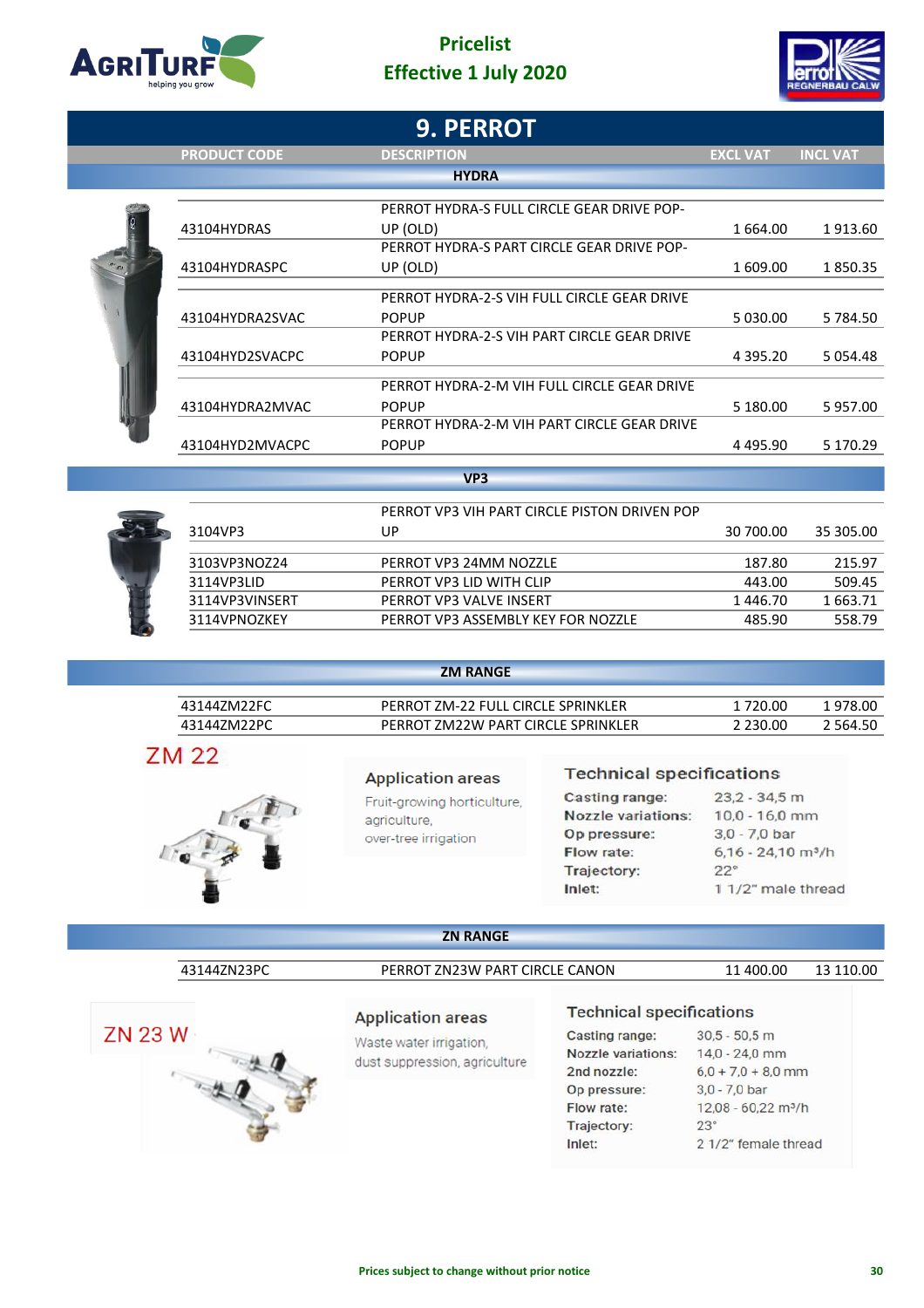Pricelist
Effective 1 July 2020

# 9. PERROT

| PRODUCT CODE | DESCRIPTION | EXCL VAT | INCL VAT |
|---|---|---|---|
| **HYDRA** | | | |
| 43104HYDRAS | PERROT HYDRA-S FULL CIRCLE GEAR DRIVE POP-UP (OLD) | 1 664.00 | 1 913.60 |
| 43104HYDRASPC | PERROT HYDRA-S PART CIRCLE GEAR DRIVE POP-UP (OLD) | 1 609.00 | 1 850.35 |
| 43104HYDRA2SVAC | PERROT HYDRA-2-S VIH FULL CIRCLE GEAR DRIVE POPUP | 5 030.00 | 5 784.50 |
| 43104HYD2SVACPC | PERROT HYDRA-2-S VIH PART CIRCLE GEAR DRIVE POPUP | 4 395.20 | 5 054.48 |
| 43104HYDRA2MVAC | PERROT HYDRA-2-M VIH FULL CIRCLE GEAR DRIVE POPUP | 5 180.00 | 5 957.00 |
| 43104HYD2MVACPC | PERROT HYDRA-2-M VIH PART CIRCLE GEAR DRIVE POPUP | 4 495.90 | 5 170.29 |
| **VP3** | | | |
| 3104VP3 | PERROT VP3 VIH PART CIRCLE PISTON DRIVEN POP UP | 30 700.00 | 35 305.00 |
| 3103VP3NOZ24 | PERROT VP3 24MM NOZZLE | 187.80 | 215.97 |
| 3114VP3LID | PERROT VP3 LID WITH CLIP | 443.00 | 509.45 |
| 3114VP3VINSERT | PERROT VP3 VALVE INSERT | 1 446.70 | 1 663.71 |
| 3114VPNOZKEY | PERROT VP3 ASSEMBLY KEY FOR NOZZLE | 485.90 | 558.79 |
| **ZM RANGE** | | | |
| 43144ZM22FC | PERROT ZM-22 FULL CIRCLE SPRINKLER | 1 720.00 | 1 978.00 |
| 43144ZM22PC | PERROT ZM22W PART CIRCLE SPRINKLER | 2 230.00 | 2 564.50 |

## ZM 22

**Application areas**

Fruit-growing horticulture, agriculture, over-tree irrigation

**Technical specifications**

| | |
|---|---|
| Casting range: | 23,2 - 34,5 m |
| Nozzle variations: | 10,0 - 16,0 mm |
| Op pressure: | 3,0 - 7,0 bar |
| Flow rate: | 6,16 - 24,10 m³/h |
| Trajectory: | 22° |
| Inlet: | 1 1/2" male thread |

| PRODUCT CODE | DESCRIPTION | EXCL VAT | INCL VAT |
|---|---|---|---|
| **ZN RANGE** | | | |
| 43144ZN23PC | PERROT ZN23W PART CIRCLE CANON | 11 400.00 | 13 110.00 |

## ZN 23 W

**Application areas**

Waste water irrigation, dust suppression, agriculture

**Technical specifications**

| | |
|---|---|
| Casting range: | 30,5 - 50,5 m |
| Nozzle variations: | 14,0 - 24,0 mm |
| 2nd nozzle: | 6,0 + 7,0 + 8,0 mm |
| Op pressure: | 3,0 - 7,0 bar |
| Flow rate: | 12,08 - 60,22 m³/h |
| Trajectory: | 23° |
| Inlet: | 2 1/2" female thread |

Prices subject to change without prior notice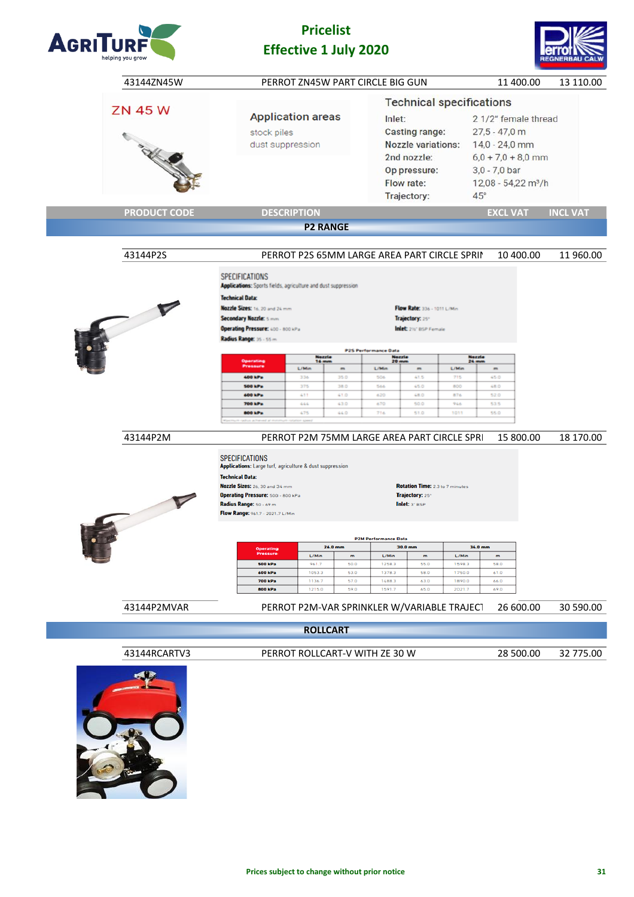| | | | |
|---|---|---|---|
| 43144ZN45W | PERROT ZN45W PART CIRCLE BIG GUN | 11 400.00 | 13 110.00 |

**ZN 45 W**

**Application areas**

stock piles
dust suppression

**Technical specifications**

| | |
|---|---|
| Inlet: | 2 1/2" female thread |
| Casting range: | 27,5 - 47,0 m |
| Nozzle variations: | 14,0 - 24,0 mm |
| 2nd nozzle: | 6,0 + 7,0 + 8,0 mm |
| Op pressure: | 3,0 - 7,0 bar |
| Flow rate: | 12,08 - 54,22 m³/h |
| Trajectory: | 45° |

| PRODUCT CODE | DESCRIPTION | EXCL VAT | INCL VAT |
|---|---|---|---|

## P2 RANGE

| | | | |
|---|---|---|---|
| 43144P2S | PERROT P2S 65MM LARGE AREA PART CIRCLE SPRII | 10 400.00 | 11 960.00 |

SPECIFICATIONS

**Applications:** Sports fields, agriculture and dust suppression

**Technical Data:**

**Nozzle Sizes:** 16, 20 and 24 mm
**Secondary Nozzle:** 5 mm
**Operating Pressure:** 400 - 800 kPa
**Radius Range:** 35 - 55 m
**Flow Rate:** 336 - 1011 L/Min
**Trajectory:** 25°
**Inlet:** 2½" BSP Female

P2S Performance Data

| Operating Pressure | Nozzle 16 mm | | Nozzle 20 mm | | Nozzle 24 mm | |
|---|---|---|---|---|---|---|
| | L/Min | m | L/Min | m | L/Min | m |
| 400 kPa | 336 | 35.0 | 506 | 41.5 | 715 | 45.0 |
| 500 kPa | 375 | 38.0 | 566 | 45.0 | 800 | 48.0 |
| 600 kPa | 411 | 41.0 | 620 | 48.0 | 876 | 52.0 |
| 700 kPa | 444 | 43.0 | 670 | 50.0 | 946 | 53.5 |
| 800 kPa | 475 | 44.0 | 716 | 51.0 | 1011 | 55.0 |

Maximum radius achieved at minimum rotation speed

| | | | |
|---|---|---|---|
| 43144P2M | PERROT P2M 75MM LARGE AREA PART CIRCLE SPRI | 15 800.00 | 18 170.00 |

SPECIFICATIONS

**Applications:** Large turf, agriculture & dust suppression

**Technical Data:**

**Nozzle Sizes:** 26, 30 and 34 mm
**Operating Pressure:** 500 - 800 kPa
**Radius Range:** 50 - 69 m
**Flow Range:** 961.7 - 2021.7 L/Min
**Rotation Time:** 2.3 to 7 minutes
**Trajectory:** 25°
**Inlet:** 3" BSP

P2M Performance Data

| Operating Pressure | 26.0 mm | | 30.0 mm | | 34.0 mm | |
|---|---|---|---|---|---|---|
| | L/Min | m | L/Min | m | L/Min | m |
| 500 kPa | 961.7 | 50.0 | 1258.3 | 55.0 | 1598.3 | 58.0 |
| 600 kPa | 1053.3 | 53.0 | 1378.3 | 58.0 | 1750.0 | 61.0 |
| 700 kPa | 1136.7 | 57.0 | 1488.3 | 63.0 | 1890.0 | 66.0 |
| 800 kPa | 1215.0 | 59.0 | 1591.7 | 65.0 | 2021.7 | 69.0 |

| | | | |
|---|---|---|---|
| 43144P2MVAR | PERROT P2M-VAR SPRINKLER W/VARIABLE TRAJECT | 26 600.00 | 30 590.00 |

## ROLLCART

| | | | |
|---|---|---|---|
| 43144RCARTV3 | PERROT ROLLCART-V WITH ZE 30 W | 28 500.00 | 32 775.00 |

Prices subject to change without prior notice